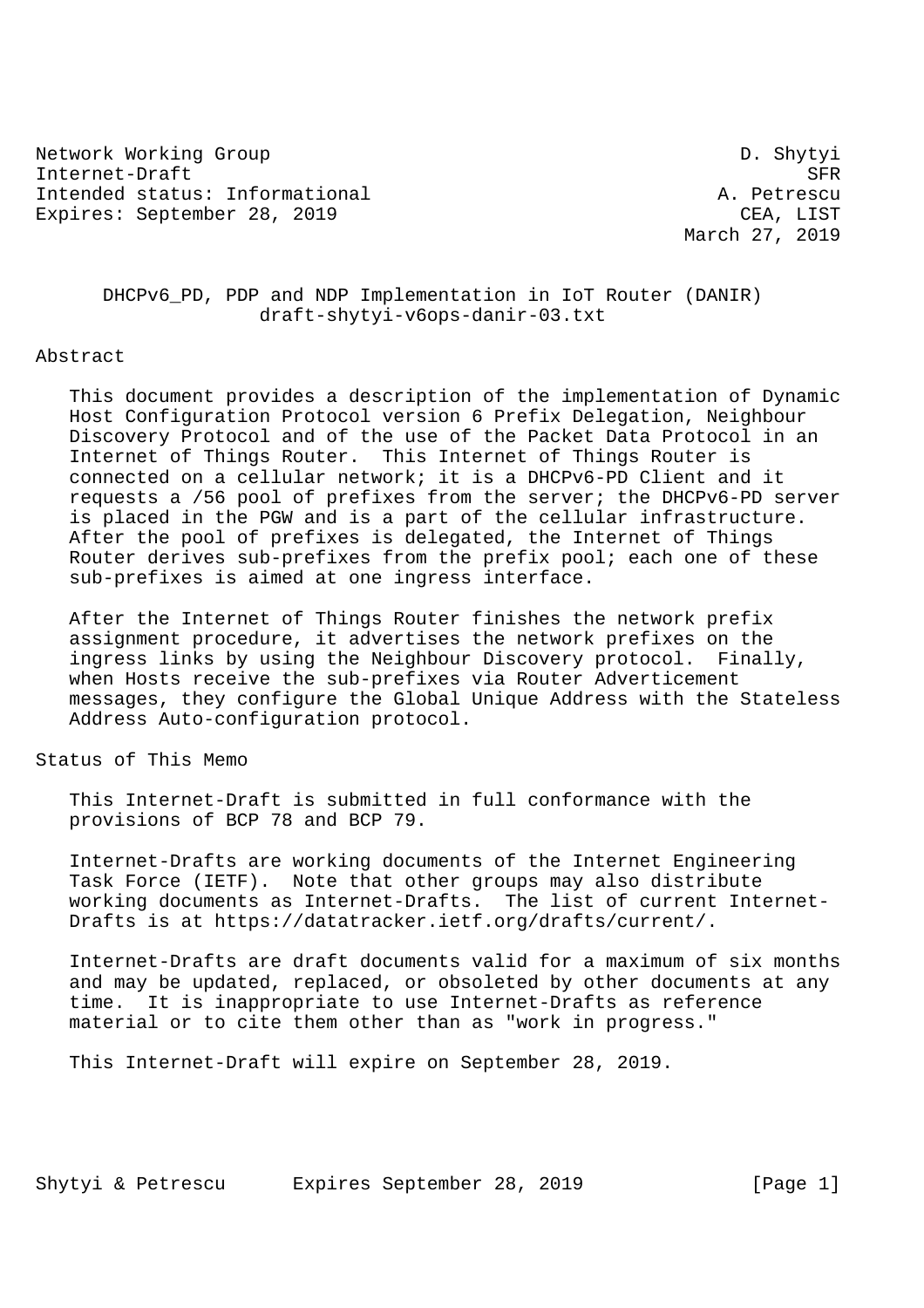Network Working Group D. Shytyi
Internet-Draft SFR
Intended status: Informational A. Petrescu
Expires: September 28, 2019 CEA, LIST
March 27, 2019

# DHCPv6_PD, PDP and NDP Implementation in IoT Router (DANIR)
draft-shytyi-v6ops-danir-03.txt

## Abstract

This document provides a description of the implementation of Dynamic Host Configuration Protocol version 6 Prefix Delegation, Neighbour Discovery Protocol and of the use of the Packet Data Protocol in an Internet of Things Router. This Internet of Things Router is connected on a cellular network; it is a DHCPv6-PD Client and it requests a /56 pool of prefixes from the server; the DHCPv6-PD server is placed in the PGW and is a part of the cellular infrastructure. After the pool of prefixes is delegated, the Internet of Things Router derives sub-prefixes from the prefix pool; each one of these sub-prefixes is aimed at one ingress interface.

After the Internet of Things Router finishes the network prefix assignment procedure, it advertises the network prefixes on the ingress links by using the Neighbour Discovery protocol. Finally, when Hosts receive the sub-prefixes via Router Advertisement messages, they configure the Global Unique Address with the Stateless Address Auto-configuration protocol.

## Status of This Memo

This Internet-Draft is submitted in full conformance with the provisions of BCP 78 and BCP 79.

Internet-Drafts are working documents of the Internet Engineering Task Force (IETF). Note that other groups may also distribute working documents as Internet-Drafts. The list of current Internet-Drafts is at https://datatracker.ietf.org/drafts/current/.

Internet-Drafts are draft documents valid for a maximum of six months and may be updated, replaced, or obsoleted by other documents at any time. It is inappropriate to use Internet-Drafts as reference material or to cite them other than as "work in progress."

This Internet-Draft will expire on September 28, 2019.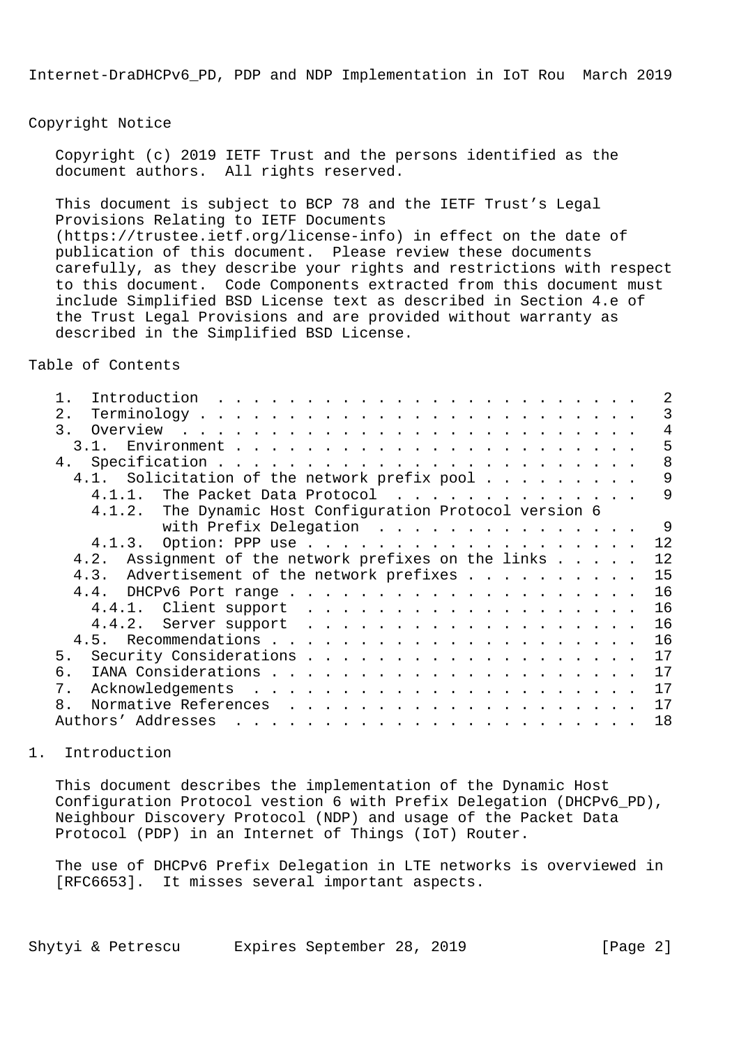Copyright Notice

Copyright (c) 2019 IETF Trust and the persons identified as the document authors. All rights reserved.

This document is subject to BCP 78 and the IETF Trust's Legal Provisions Relating to IETF Documents (https://trustee.ietf.org/license-info) in effect on the date of publication of this document. Please review these documents carefully, as they describe your rights and restrictions with respect to this document. Code Components extracted from this document must include Simplified BSD License text as described in Section 4.e of the Trust Legal Provisions and are provided without warranty as described in the Simplified BSD License.

Table of Contents

```
   1.  Introduction  . . . . . . . . . . . . . . . . . . . . . . . .   2
   2.  Terminology . . . . . . . . . . . . . . . . . . . . . . . . .   3
   3.  Overview  . . . . . . . . . . . . . . . . . . . . . . . . . .   4
     3.1.  Environment . . . . . . . . . . . . . . . . . . . . . . .   5
   4.  Specification . . . . . . . . . . . . . . . . . . . . . . . .   8
     4.1.  Solicitation of the network prefix pool . . . . . . . . .   9
       4.1.1.  The Packet Data Protocol  . . . . . . . . . . . . . .   9
       4.1.2.  The Dynamic Host Configuration Protocol version 6
               with Prefix Delegation  . . . . . . . . . . . . . . .   9
       4.1.3.  Option: PPP use . . . . . . . . . . . . . . . . . . .  12
     4.2.  Assignment of the network prefixes on the links . . . . .  12
     4.3.  Advertisement of the network prefixes . . . . . . . . . .  15
     4.4.  DHCPv6 Port range . . . . . . . . . . . . . . . . . . . .  16
       4.4.1.  Client support  . . . . . . . . . . . . . . . . . . .  16
       4.4.2.  Server support  . . . . . . . . . . . . . . . . . . .  16
     4.5.  Recommendations . . . . . . . . . . . . . . . . . . . . .  16
   5.  Security Considerations . . . . . . . . . . . . . . . . . . .  17
   6.  IANA Considerations . . . . . . . . . . . . . . . . . . . . .  17
   7.  Acknowledgements  . . . . . . . . . . . . . . . . . . . . . .  17
   8.  Normative References  . . . . . . . . . . . . . . . . . . . .  17
   Authors' Addresses  . . . . . . . . . . . . . . . . . . . . . . .  18
```

# 1. Introduction

This document describes the implementation of the Dynamic Host Configuration Protocol vestion 6 with Prefix Delegation (DHCPv6_PD), Neighbour Discovery Protocol (NDP) and usage of the Packet Data Protocol (PDP) in an Internet of Things (IoT) Router.

The use of DHCPv6 Prefix Delegation in LTE networks is overviewed in [RFC6653]. It misses several important aspects.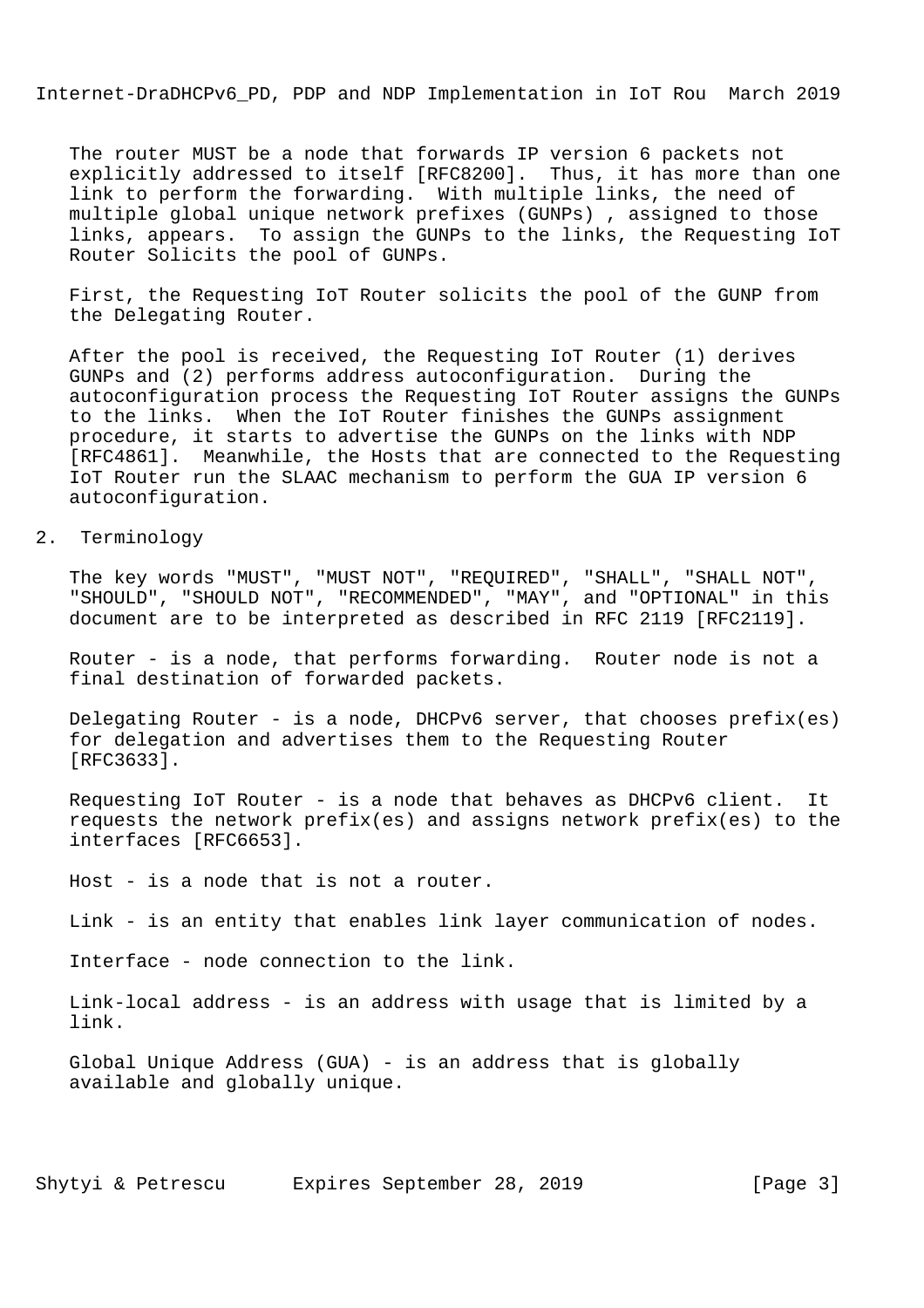The router MUST be a node that forwards IP version 6 packets not explicitly addressed to itself [RFC8200]. Thus, it has more than one link to perform the forwarding. With multiple links, the need of multiple global unique network prefixes (GUNPs) , assigned to those links, appears. To assign the GUNPs to the links, the Requesting IoT Router Solicits the pool of GUNPs.

First, the Requesting IoT Router solicits the pool of the GUNP from the Delegating Router.

After the pool is received, the Requesting IoT Router (1) derives GUNPs and (2) performs address autoconfiguration. During the autoconfiguration process the Requesting IoT Router assigns the GUNPs to the links. When the IoT Router finishes the GUNPs assignment procedure, it starts to advertise the GUNPs on the links with NDP [RFC4861]. Meanwhile, the Hosts that are connected to the Requesting IoT Router run the SLAAC mechanism to perform the GUA IP version 6 autoconfiguration.

## 2. Terminology

The key words "MUST", "MUST NOT", "REQUIRED", "SHALL", "SHALL NOT", "SHOULD", "SHOULD NOT", "RECOMMENDED", "MAY", and "OPTIONAL" in this document are to be interpreted as described in RFC 2119 [RFC2119].

Router - is a node, that performs forwarding. Router node is not a final destination of forwarded packets.

Delegating Router - is a node, DHCPv6 server, that chooses prefix(es) for delegation and advertises them to the Requesting Router [RFC3633].

Requesting IoT Router - is a node that behaves as DHCPv6 client. It requests the network prefix(es) and assigns network prefix(es) to the interfaces [RFC6653].

Host - is a node that is not a router.

Link - is an entity that enables link layer communication of nodes.

Interface - node connection to the link.

Link-local address - is an address with usage that is limited by a link.

Global Unique Address (GUA) - is an address that is globally available and globally unique.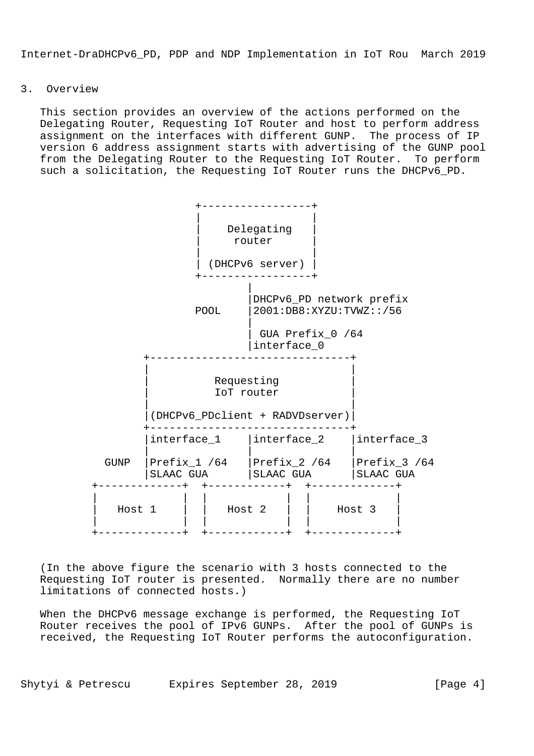## 3. Overview

This section provides an overview of the actions performed on the Delegating Router, Requesting IoT Router and host to perform address assignment on the interfaces with different GUNP. The process of IP version 6 address assignment starts with advertising of the GUNP pool from the Delegating Router to the Requesting IoT Router. To perform such a solicitation, the Requesting IoT Router runs the DHCPv6_PD.

```
                         +-----------------+
                         |                 |
                         |    Delegating   |
                         |     router      |
                         |                 |
                         | (DHCPv6 server) |
                         +-----------------+
                                 |
                                 |DHCPv6_PD network prefix
                         POOL    |2001:DB8:XYZU:TVWZ::/56
                                 |
                                 | GUA Prefix_0 /64
                                 |interface_0
                 +-------------------------------+
                 |                               |
                 |          Requesting           |
                 |          IoT router           |
                 |                               |
                 |(DHCPv6_PDclient + RADVDserver)|
                 +-------------------------------+
                 |interface_1    |interface_2    |interface_3
                 |               |               |
           GUNP  |Prefix_1 /64   |Prefix_2 /64   |Prefix_3 /64
                 |SLAAC GUA      |SLAAC GUA      |SLAAC GUA
         +-------------+  +------------+  +-------------+
         |             |  |            |  |             |
         |   Host 1    |  |   Host 2   |  |   Host 3    |
         |             |  |            |  |             |
         +-------------+  +------------+  +-------------+
```

(In the above figure the scenario with 3 hosts connected to the Requesting IoT router is presented. Normally there are no number limitations of connected hosts.)

When the DHCPv6 message exchange is performed, the Requesting IoT Router receives the pool of IPv6 GUNPs. After the pool of GUNPs is received, the Requesting IoT Router performs the autoconfiguration.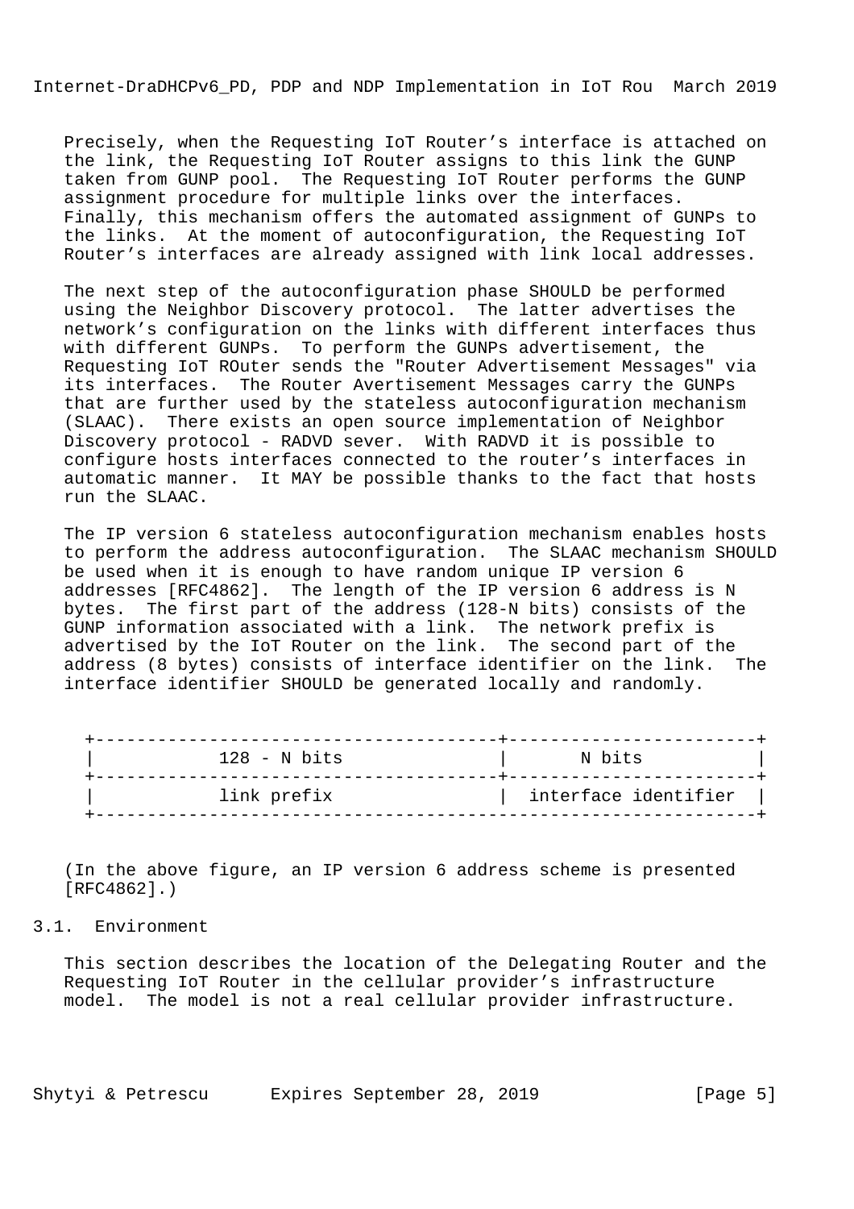Precisely, when the Requesting IoT Router's interface is attached on the link, the Requesting IoT Router assigns to this link the GUNP taken from GUNP pool. The Requesting IoT Router performs the GUNP assignment procedure for multiple links over the interfaces. Finally, this mechanism offers the automated assignment of GUNPs to the links. At the moment of autoconfiguration, the Requesting IoT Router's interfaces are already assigned with link local addresses.

The next step of the autoconfiguration phase SHOULD be performed using the Neighbor Discovery protocol. The latter advertises the network's configuration on the links with different interfaces thus with different GUNPs. To perform the GUNPs advertisement, the Requesting IoT ROuter sends the "Router Advertisement Messages" via its interfaces. The Router Avertisement Messages carry the GUNPs that are further used by the stateless autoconfiguration mechanism (SLAAC). There exists an open source implementation of Neighbor Discovery protocol - RADVD sever. With RADVD it is possible to configure hosts interfaces connected to the router's interfaces in automatic manner. It MAY be possible thanks to the fact that hosts run the SLAAC.

The IP version 6 stateless autoconfiguration mechanism enables hosts to perform the address autoconfiguration. The SLAAC mechanism SHOULD be used when it is enough to have random unique IP version 6 addresses [RFC4862]. The length of the IP version 6 address is N bytes. The first part of the address (128-N bits) consists of the GUNP information associated with a link. The network prefix is advertised by the IoT Router on the link. The second part of the address (8 bytes) consists of interface identifier on the link. The interface identifier SHOULD be generated locally and randomly.

```
+--------------------------------------+------------------------+
|           128 - N bits               |       N bits           |
+--------------------------------------+------------------------+
|           link prefix                |  interface identifier  |
+---------------------------------------------------------------+
```

(In the above figure, an IP version 6 address scheme is presented [RFC4862].)

## 3.1. Environment

This section describes the location of the Delegating Router and the Requesting IoT Router in the cellular provider's infrastructure model. The model is not a real cellular provider infrastructure.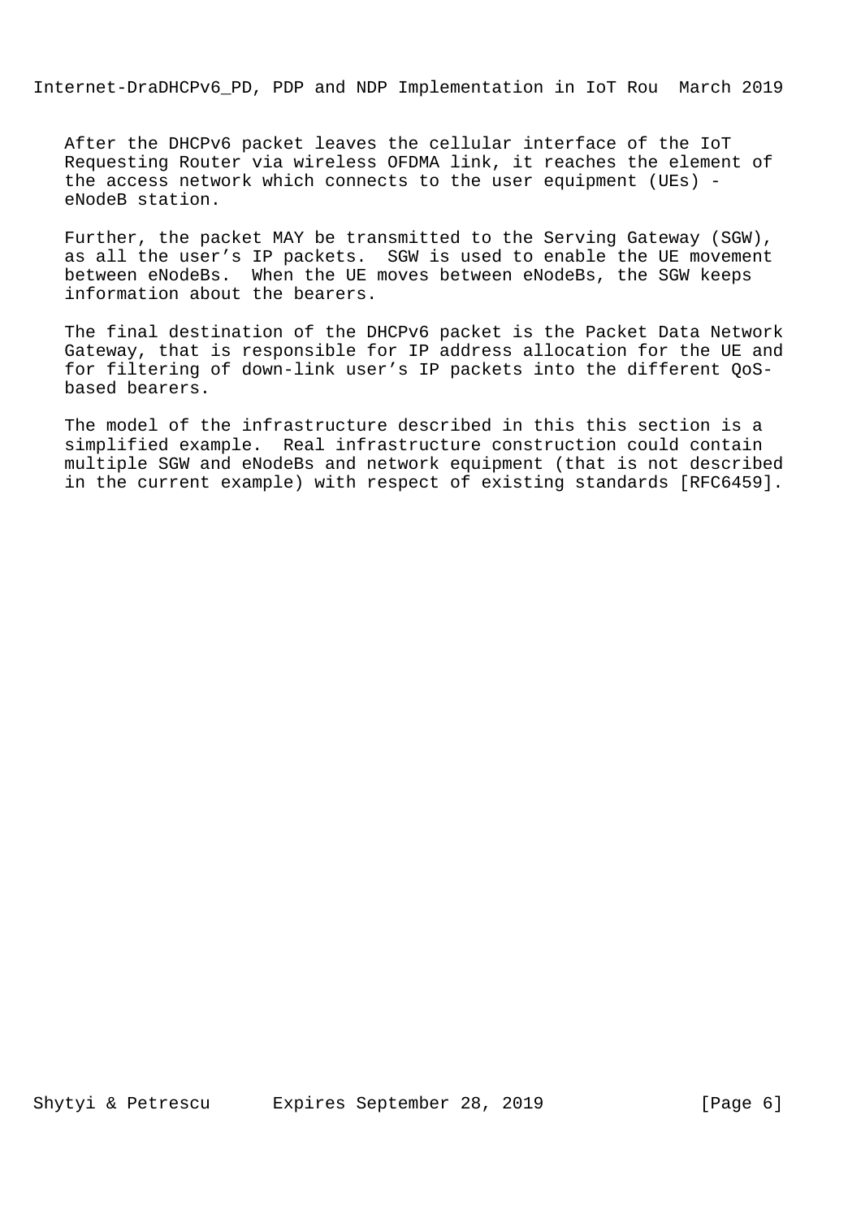After the DHCPv6 packet leaves the cellular interface of the IoT Requesting Router via wireless OFDMA link, it reaches the element of the access network which connects to the user equipment (UEs) - eNodeB station.

Further, the packet MAY be transmitted to the Serving Gateway (SGW), as all the user’s IP packets. SGW is used to enable the UE movement between eNodeBs. When the UE moves between eNodeBs, the SGW keeps information about the bearers.

The final destination of the DHCPv6 packet is the Packet Data Network Gateway, that is responsible for IP address allocation for the UE and for filtering of down-link user’s IP packets into the different QoS-based bearers.

The model of the infrastructure described in this this section is a simplified example. Real infrastructure construction could contain multiple SGW and eNodeBs and network equipment (that is not described in the current example) with respect of existing standards [RFC6459].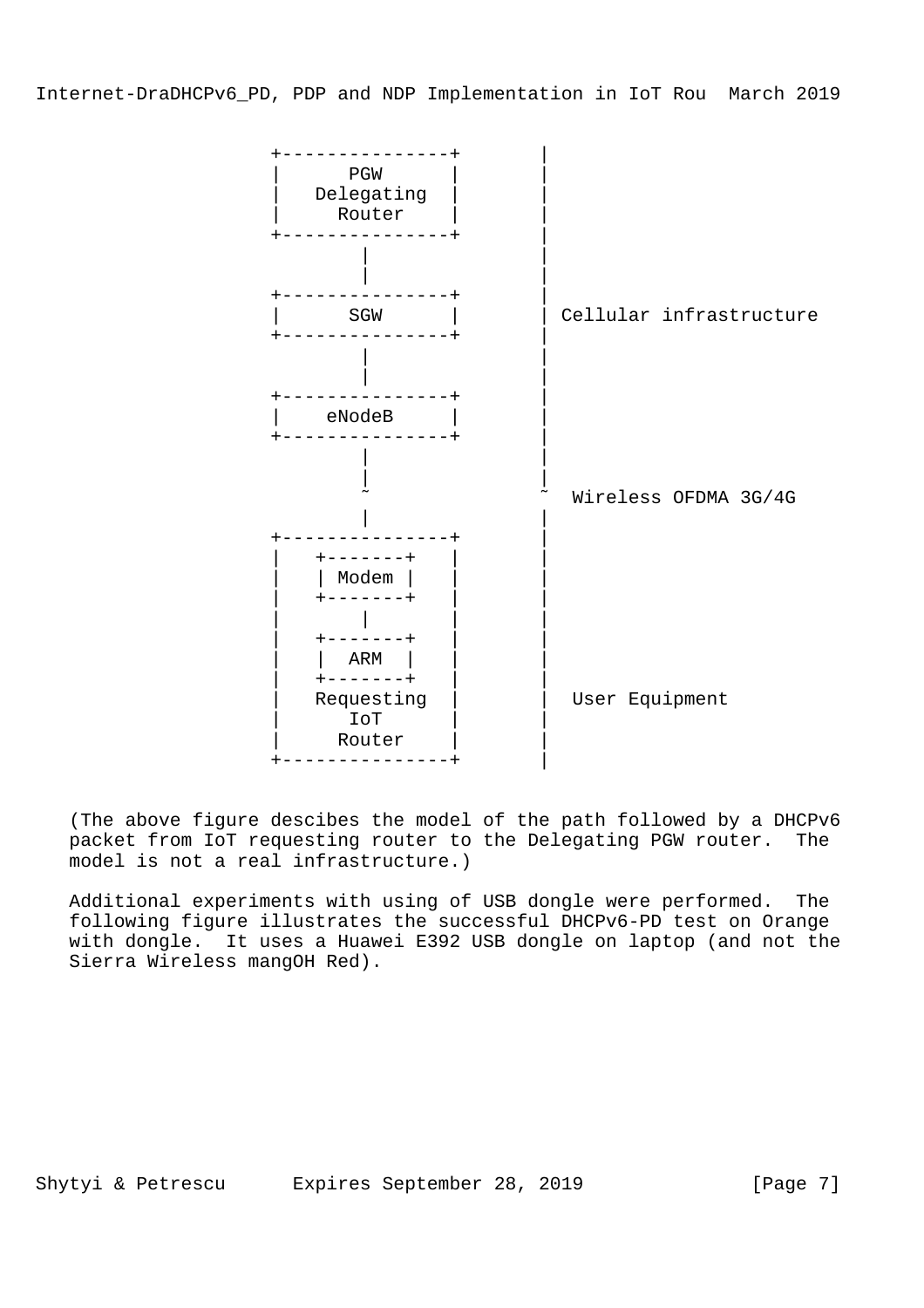```
                 +---------------+        |
                 |      PGW      |        |
                 |   Delegating  |        |
                 |    Router     |        |
                 +---------------+        |
                         |                |
                         |                |
                 +---------------+        |
                 |      SGW      |        | Cellular infrastructure
                 +---------------+        |
                         |                |
                         |                |
                 +---------------+        |
                 |    eNodeB     |        |
                 +---------------+        |
                         |                |
                         |                |
                         ~                ~  Wireless OFDMA 3G/4G
                         |                |
                 +---------------+        |
                 |   +-------+   |        |
                 |   | Modem |   |        |
                 |   +-------+   |        |
                 |       |       |        |
                 |   +-------+   |        |
                 |   |  ARM  |   |        |
                 |   +-------+   |        |
                 |   Requesting  |        |  User Equipment
                 |      IoT      |        |
                 |     Router    |        |
                 +---------------+        |
```

(The above figure descibes the model of the path followed by a DHCPv6 packet from IoT requesting router to the Delegating PGW router. The model is not a real infrastructure.)

Additional experiments with using of USB dongle were performed. The following figure illustrates the successful DHCPv6-PD test on Orange with dongle. It uses a Huawei E392 USB dongle on laptop (and not the Sierra Wireless mangOH Red).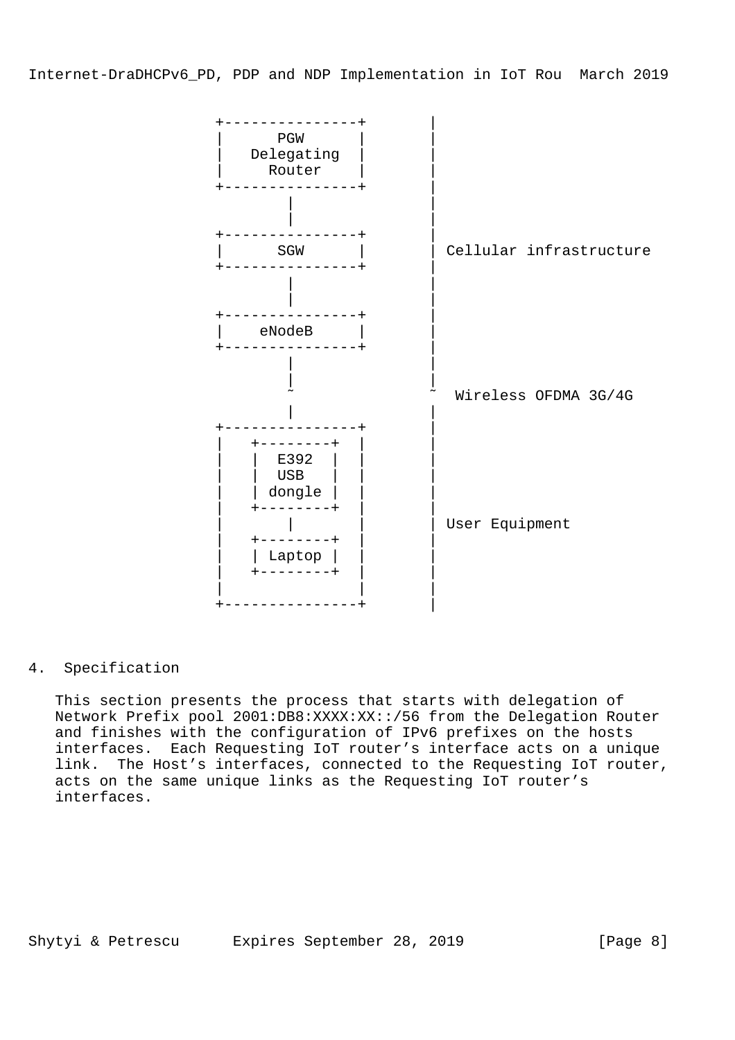```
                  +---------------+        |
                  |      PGW      |        |
                  |   Delegating  |        |
                  |     Router    |        |
                  +---------------+        |
                          |                |
                          |                |
                  +---------------+        |
                  |      SGW      |        | Cellular infrastructure
                  +---------------+        |
                          |                |
                          |                |
                  +---------------+        |
                  |    eNodeB     |        |
                  +---------------+        |
                          |                |
                          |                |
                          ~                ~  Wireless OFDMA 3G/4G
                          |                |
                  +---------------+        |
                  |   +--------+  |        |
                  |   |  E392  |  |        |
                  |   |  USB   |  |        |
                  |   | dongle |  |        |
                  |   +--------+  |        |
                  |       |       |        | User Equipment
                  |   +--------+  |        |
                  |   | Laptop |  |        |
                  |   +--------+  |        |
                  |               |        |
                  +---------------+        |
```

## 4. Specification

This section presents the process that starts with delegation of Network Prefix pool 2001:DB8:XXXX:XX::/56 from the Delegation Router and finishes with the configuration of IPv6 prefixes on the hosts interfaces. Each Requesting IoT router's interface acts on a unique link. The Host's interfaces, connected to the Requesting IoT router, acts on the same unique links as the Requesting IoT router's interfaces.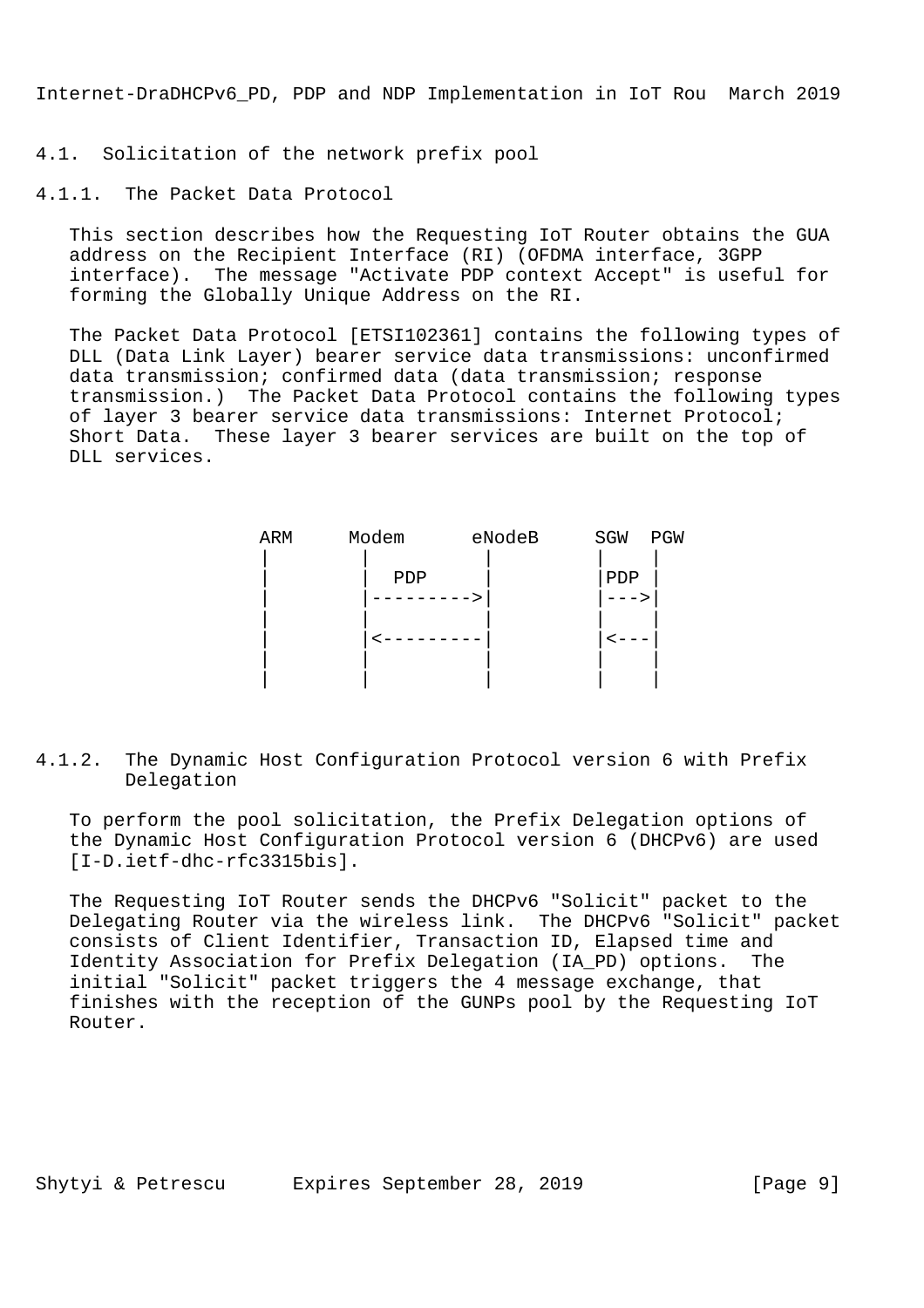### 4.1. Solicitation of the network prefix pool

#### 4.1.1. The Packet Data Protocol

This section describes how the Requesting IoT Router obtains the GUA address on the Recipient Interface (RI) (OFDMA interface, 3GPP interface). The message "Activate PDP context Accept" is useful for forming the Globally Unique Address on the RI.

The Packet Data Protocol [ETSI102361] contains the following types of DLL (Data Link Layer) bearer service data transmissions: unconfirmed data transmission; confirmed data (data transmission; response transmission.) The Packet Data Protocol contains the following types of layer 3 bearer service data transmissions: Internet Protocol; Short Data. These layer 3 bearer services are built on the top of DLL services.

```
   ARM     Modem      eNodeB     SGW  PGW
    |        |          |         |    |
    |        |  PDP     |         |PDP |
    |        |--------->|         |--->|
    |        |          |         |    |
    |        |<---------|         |<---|
    |        |          |         |    |
    |        |          |         |    |
```

#### 4.1.2. The Dynamic Host Configuration Protocol version 6 with Prefix Delegation

To perform the pool solicitation, the Prefix Delegation options of the Dynamic Host Configuration Protocol version 6 (DHCPv6) are used [I-D.ietf-dhc-rfc3315bis].

The Requesting IoT Router sends the DHCPv6 "Solicit" packet to the Delegating Router via the wireless link. The DHCPv6 "Solicit" packet consists of Client Identifier, Transaction ID, Elapsed time and Identity Association for Prefix Delegation (IA_PD) options. The initial "Solicit" packet triggers the 4 message exchange, that finishes with the reception of the GUNPs pool by the Requesting IoT Router.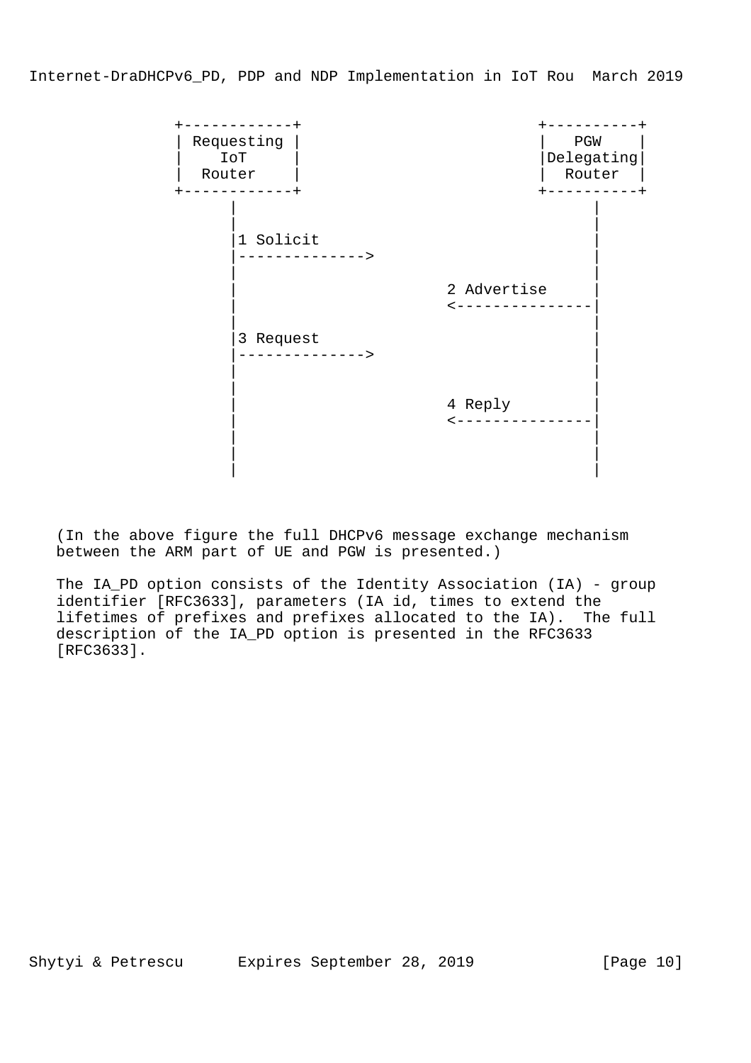```
 +------------+                          +----------+
 | Requesting |                          |   PGW    |
 |    IoT     |                          |Delegating|
 |  Router    |                          |  Router  |
 +------------+                          +----------+
       |                                       |
       |                                       |
       |1 Solicit                              |
       |-------------->                        |
       |                                       |
       |                      2 Advertise      |
       |                      <---------------|
       |                                       |
       |3 Request                              |
       |-------------->                        |
       |                                       |
       |                                       |
       |                      4 Reply          |
       |                      <---------------|
       |                                       |
       |                                       |
       |                                       |
```

(In the above figure the full DHCPv6 message exchange mechanism between the ARM part of UE and PGW is presented.)

The IA_PD option consists of the Identity Association (IA) - group identifier [RFC3633], parameters (IA id, times to extend the lifetimes of prefixes and prefixes allocated to the IA). The full description of the IA_PD option is presented in the RFC3633 [RFC3633].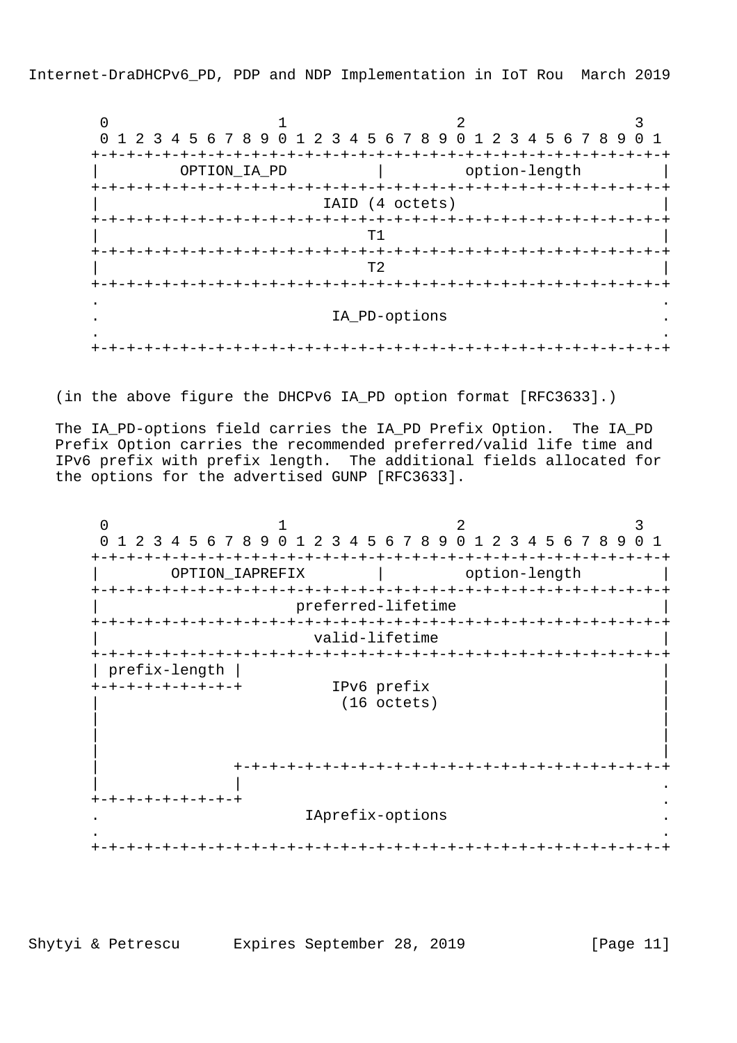```
     0                   1                   2                   3
     0 1 2 3 4 5 6 7 8 9 0 1 2 3 4 5 6 7 8 9 0 1 2 3 4 5 6 7 8 9 0 1
    +-+-+-+-+-+-+-+-+-+-+-+-+-+-+-+-+-+-+-+-+-+-+-+-+-+-+-+-+-+-+-+-+
    |         OPTION_IA_PD          |         option-length         |
    +-+-+-+-+-+-+-+-+-+-+-+-+-+-+-+-+-+-+-+-+-+-+-+-+-+-+-+-+-+-+-+-+
    |                         IAID (4 octets)                       |
    +-+-+-+-+-+-+-+-+-+-+-+-+-+-+-+-+-+-+-+-+-+-+-+-+-+-+-+-+-+-+-+-+
    |                              T1                               |
    +-+-+-+-+-+-+-+-+-+-+-+-+-+-+-+-+-+-+-+-+-+-+-+-+-+-+-+-+-+-+-+-+
    |                              T2                               |
    +-+-+-+-+-+-+-+-+-+-+-+-+-+-+-+-+-+-+-+-+-+-+-+-+-+-+-+-+-+-+-+-+
    .                                                               .
    .                          IA_PD-options                        .
    .                                                               .
    +-+-+-+-+-+-+-+-+-+-+-+-+-+-+-+-+-+-+-+-+-+-+-+-+-+-+-+-+-+-+-+-+
```

(in the above figure the DHCPv6 IA_PD option format [RFC3633].)

The IA_PD-options field carries the IA_PD Prefix Option. The IA_PD Prefix Option carries the recommended preferred/valid life time and IPv6 prefix with prefix length. The additional fields allocated for the options for the advertised GUNP [RFC3633].

```
     0                   1                   2                   3
     0 1 2 3 4 5 6 7 8 9 0 1 2 3 4 5 6 7 8 9 0 1 2 3 4 5 6 7 8 9 0 1
    +-+-+-+-+-+-+-+-+-+-+-+-+-+-+-+-+-+-+-+-+-+-+-+-+-+-+-+-+-+-+-+-+
    |        OPTION_IAPREFIX        |         option-length         |
    +-+-+-+-+-+-+-+-+-+-+-+-+-+-+-+-+-+-+-+-+-+-+-+-+-+-+-+-+-+-+-+-+
    |                      preferred-lifetime                       |
    +-+-+-+-+-+-+-+-+-+-+-+-+-+-+-+-+-+-+-+-+-+-+-+-+-+-+-+-+-+-+-+-+
    |                        valid-lifetime                         |
    +-+-+-+-+-+-+-+-+-+-+-+-+-+-+-+-+-+-+-+-+-+-+-+-+-+-+-+-+-+-+-+-+
    | prefix-length |                                               |
    +-+-+-+-+-+-+-+-+          IPv6 prefix                          |
    |                           (16 octets)                         |
    |                                                               |
    |                                                               |
    |                                                               |
    |               +-+-+-+-+-+-+-+-+-+-+-+-+-+-+-+-+-+-+-+-+-+-+-+-+
    |               |                                               .
    +-+-+-+-+-+-+-+-+                                               .
    .                       IAprefix-options                        .
    .                                                               .
    +-+-+-+-+-+-+-+-+-+-+-+-+-+-+-+-+-+-+-+-+-+-+-+-+-+-+-+-+-+-+-+-+
```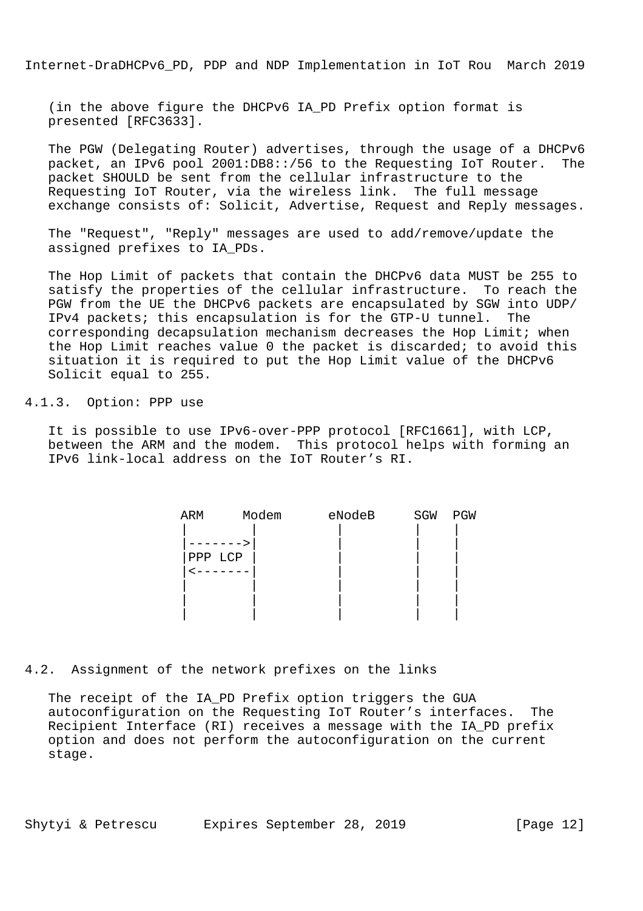(in the above figure the DHCPv6 IA_PD Prefix option format is presented [RFC3633].

The PGW (Delegating Router) advertises, through the usage of a DHCPv6 packet, an IPv6 pool 2001:DB8::/56 to the Requesting IoT Router. The packet SHOULD be sent from the cellular infrastructure to the Requesting IoT Router, via the wireless link. The full message exchange consists of: Solicit, Advertise, Request and Reply messages.

The "Request", "Reply" messages are used to add/remove/update the assigned prefixes to IA_PDs.

The Hop Limit of packets that contain the DHCPv6 data MUST be 255 to satisfy the properties of the cellular infrastructure. To reach the PGW from the UE the DHCPv6 packets are encapsulated by SGW into UDP/IPv4 packets; this encapsulation is for the GTP-U tunnel. The corresponding decapsulation mechanism decreases the Hop Limit; when the Hop Limit reaches value 0 the packet is discarded; to avoid this situation it is required to put the Hop Limit value of the DHCPv6 Solicit equal to 255.

### 4.1.3. Option: PPP use

It is possible to use IPv6-over-PPP protocol [RFC1661], with LCP, between the ARM and the modem. This protocol helps with forming an IPv6 link-local address on the IoT Router's RI.

```
 ARM     Modem      eNodeB     SGW  PGW
  |        |          |          |    |
  |------->|          |          |    |
  |PPP LCP |          |          |    |
  |<-------|          |          |    |
  |        |          |          |    |
  |        |          |          |    |
  |        |          |          |    |
```

## 4.2. Assignment of the network prefixes on the links

The receipt of the IA_PD Prefix option triggers the GUA autoconfiguration on the Requesting IoT Router's interfaces. The Recipient Interface (RI) receives a message with the IA_PD prefix option and does not perform the autoconfiguration on the current stage.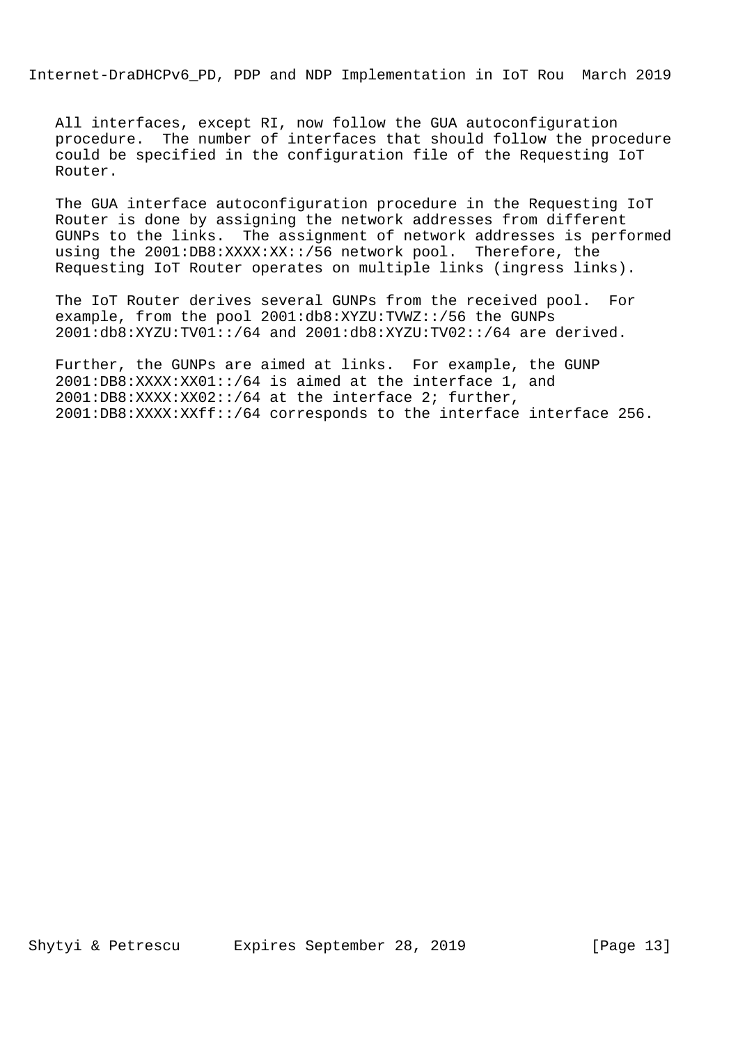All interfaces, except RI, now follow the GUA autoconfiguration procedure. The number of interfaces that should follow the procedure could be specified in the configuration file of the Requesting IoT Router.

The GUA interface autoconfiguration procedure in the Requesting IoT Router is done by assigning the network addresses from different GUNPs to the links. The assignment of network addresses is performed using the 2001:DB8:XXXX:XX::/56 network pool. Therefore, the Requesting IoT Router operates on multiple links (ingress links).

The IoT Router derives several GUNPs from the received pool. For example, from the pool 2001:db8:XYZU:TVWZ::/56 the GUNPs 2001:db8:XYZU:TV01::/64 and 2001:db8:XYZU:TV02::/64 are derived.

Further, the GUNPs are aimed at links. For example, the GUNP 2001:DB8:XXXX:XX01::/64 is aimed at the interface 1, and 2001:DB8:XXXX:XX02::/64 at the interface 2; further, 2001:DB8:XXXX:XXff::/64 corresponds to the interface interface 256.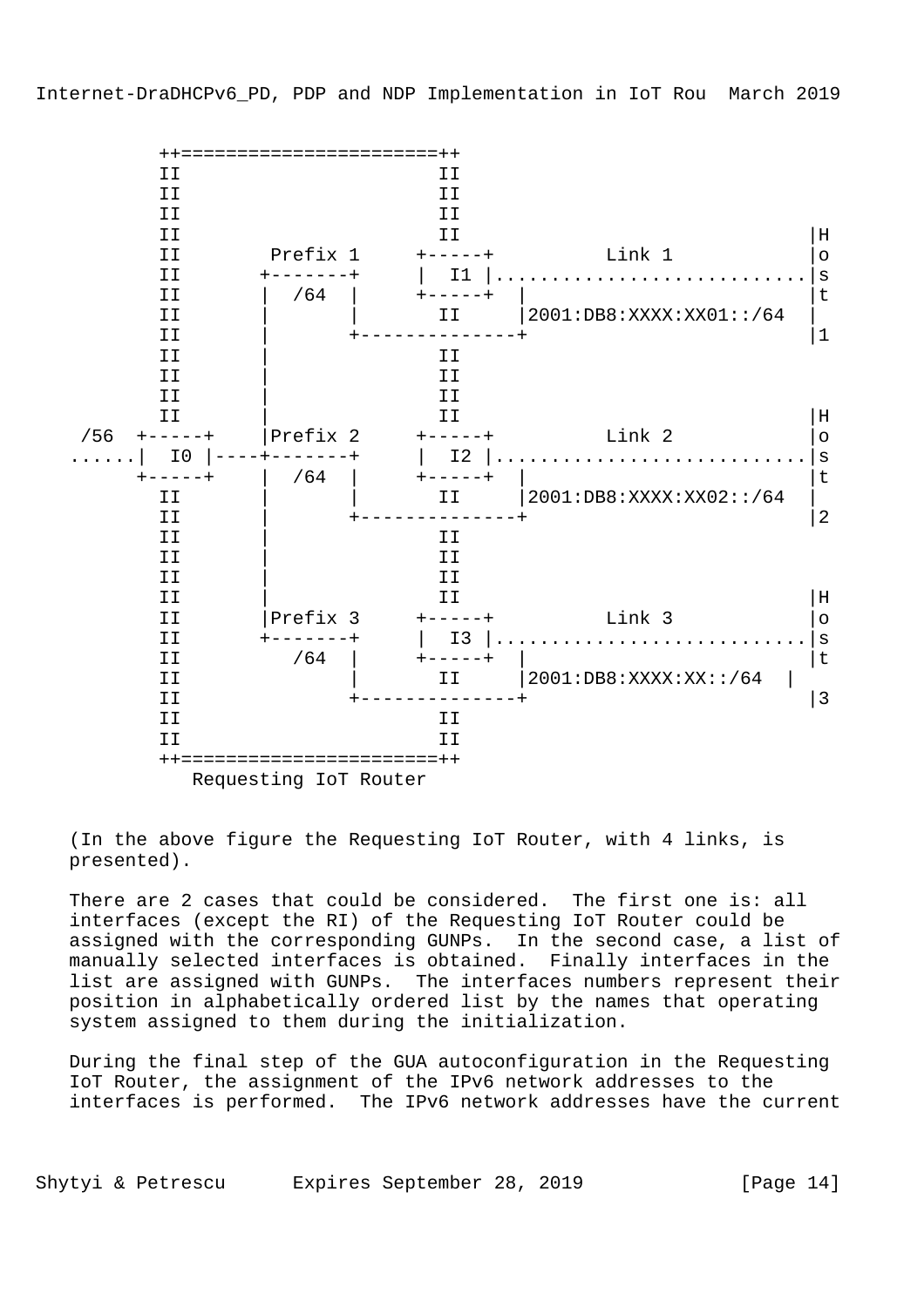```
        ++========================++
        II                       II
        II                       II
        II                       II
        II                       II                                |H
        II        Prefix 1     +-----+          Link 1             |o
        II       +-------+     |  I1 |.............................|s
        II       |  /64  |     +-----+  |                          |t
        II       |       |       II     |2001:DB8:XXXX:XX01::/64   |
        II       |       +--------------+                          |1
        II       |               II
        II       |               II
        II       |               II
        II       |               II                                |H
   /56  +-----+  |Prefix 2     +-----+          Link 2             |o
  ......|  I0 |----+-------+   |  I2 |.............................|s
        +-----+  |  /64  |     +-----+  |                          |t
        II       |       |       II     |2001:DB8:XXXX:XX02::/64   |
        II       |       +--------------+                          |2
        II       |               II
        II       |               II
        II       |               II
        II       |               II                                |H
        II       |Prefix 3     +-----+          Link 3             |o
        II       +-------+     |  I3 |.............................|s
        II         /64   |     +-----+  |                          |t
        II               |       II     |2001:DB8:XXXX:XX::/64   |
        II               +--------------+                          |3
        II                       II
        II                       II
        ++========================++
           Requesting IoT Router
```

(In the above figure the Requesting IoT Router, with 4 links, is presented).

There are 2 cases that could be considered. The first one is: all interfaces (except the RI) of the Requesting IoT Router could be assigned with the corresponding GUNPs. In the second case, a list of manually selected interfaces is obtained. Finally interfaces in the list are assigned with GUNPs. The interfaces numbers represent their position in alphabetically ordered list by the names that operating system assigned to them during the initialization.

During the final step of the GUA autoconfiguration in the Requesting IoT Router, the assignment of the IPv6 network addresses to the interfaces is performed. The IPv6 network addresses have the current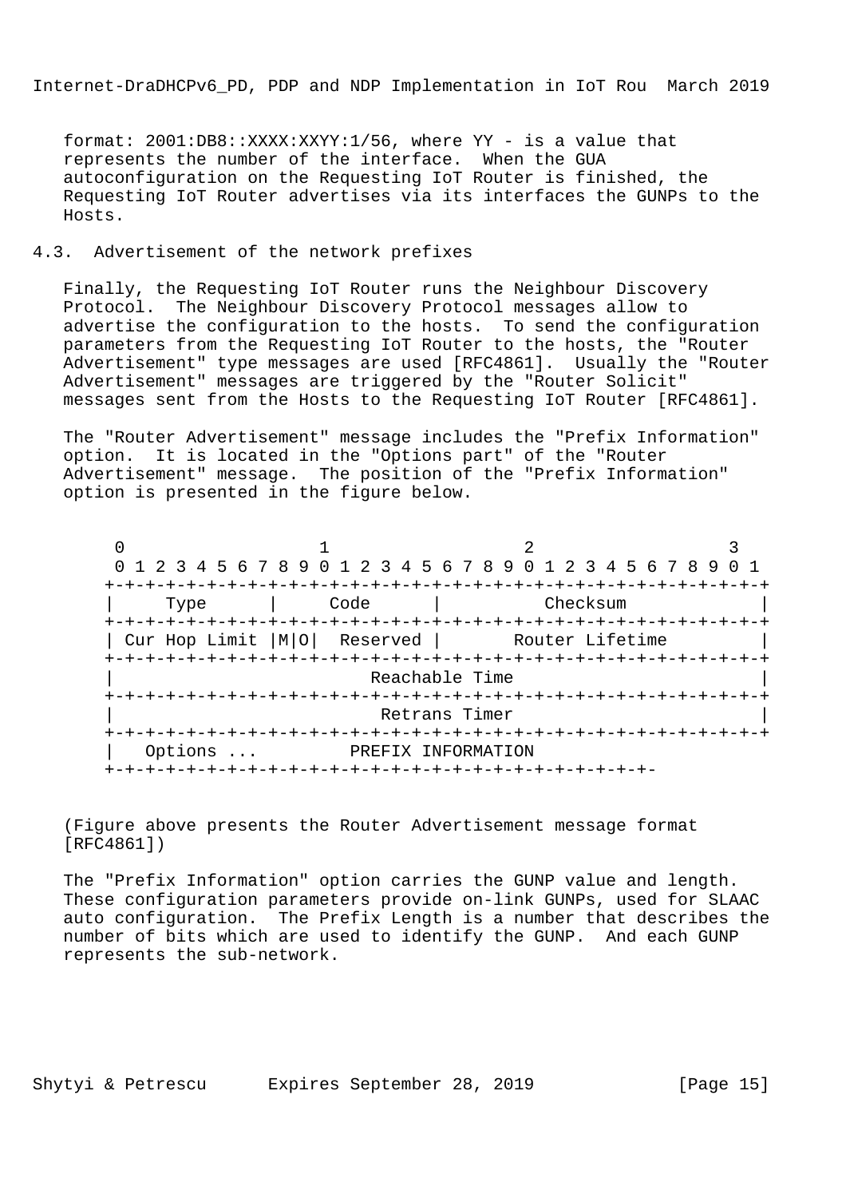format: 2001:DB8::XXXX:XXYY:1/56, where YY - is a value that represents the number of the interface. When the GUA autoconfiguration on the Requesting IoT Router is finished, the Requesting IoT Router advertises via its interfaces the GUNPs to the Hosts.

## 4.3. Advertisement of the network prefixes

Finally, the Requesting IoT Router runs the Neighbour Discovery Protocol. The Neighbour Discovery Protocol messages allow to advertise the configuration to the hosts. To send the configuration parameters from the Requesting IoT Router to the hosts, the "Router Advertisement" type messages are used [RFC4861]. Usually the "Router Advertisement" messages are triggered by the "Router Solicit" messages sent from the Hosts to the Requesting IoT Router [RFC4861].

The "Router Advertisement" message includes the "Prefix Information" option. It is located in the "Options part" of the "Router Advertisement" message. The position of the "Prefix Information" option is presented in the figure below.

```
 0                   1                   2                   3
 0 1 2 3 4 5 6 7 8 9 0 1 2 3 4 5 6 7 8 9 0 1 2 3 4 5 6 7 8 9 0 1
+-+-+-+-+-+-+-+-+-+-+-+-+-+-+-+-+-+-+-+-+-+-+-+-+-+-+-+-+-+-+-+-+
|     Type      |     Code      |          Checksum             |
+-+-+-+-+-+-+-+-+-+-+-+-+-+-+-+-+-+-+-+-+-+-+-+-+-+-+-+-+-+-+-+-+
| Cur Hop Limit |M|O|  Reserved |       Router Lifetime         |
+-+-+-+-+-+-+-+-+-+-+-+-+-+-+-+-+-+-+-+-+-+-+-+-+-+-+-+-+-+-+-+-+
|                         Reachable Time                        |
+-+-+-+-+-+-+-+-+-+-+-+-+-+-+-+-+-+-+-+-+-+-+-+-+-+-+-+-+-+-+-+-+
|                          Retrans Timer                        |
+-+-+-+-+-+-+-+-+-+-+-+-+-+-+-+-+-+-+-+-+-+-+-+-+-+-+-+-+-+-+-+-+
|   Options ...         PREFIX INFORMATION
+-+-+-+-+-+-+-+-+-+-+-+-+-+-+-+-+-+-+-+-+-+-+-+-+-+-+-+-
```

(Figure above presents the Router Advertisement message format [RFC4861])

The "Prefix Information" option carries the GUNP value and length. These configuration parameters provide on-link GUNPs, used for SLAAC auto configuration. The Prefix Length is a number that describes the number of bits which are used to identify the GUNP. And each GUNP represents the sub-network.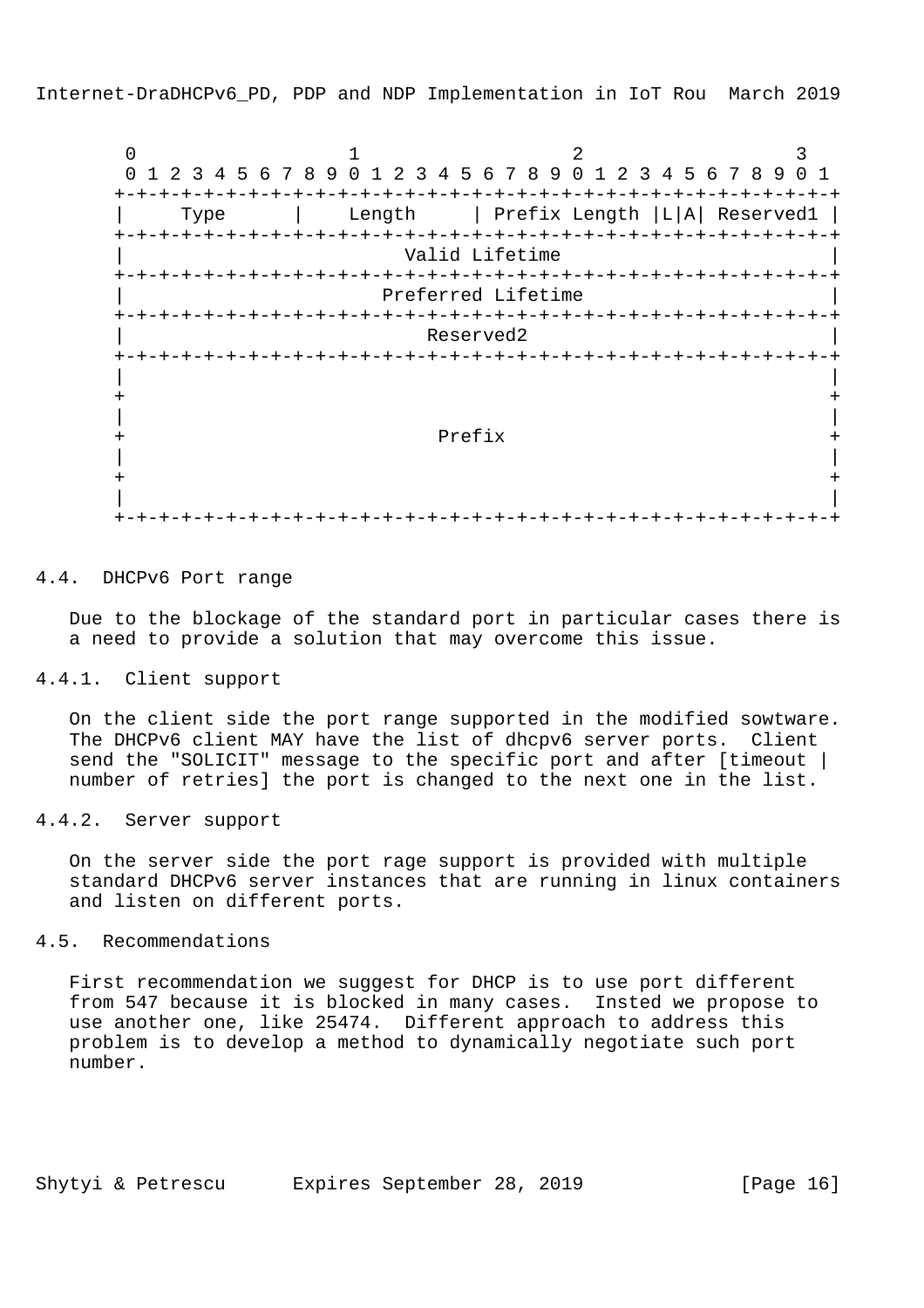```
     0                   1                   2                   3
     0 1 2 3 4 5 6 7 8 9 0 1 2 3 4 5 6 7 8 9 0 1 2 3 4 5 6 7 8 9 0 1
    +-+-+-+-+-+-+-+-+-+-+-+-+-+-+-+-+-+-+-+-+-+-+-+-+-+-+-+-+-+-+-+-+
    |     Type      |    Length     | Prefix Length |L|A| Reserved1 |
    +-+-+-+-+-+-+-+-+-+-+-+-+-+-+-+-+-+-+-+-+-+-+-+-+-+-+-+-+-+-+-+-+
    |                         Valid Lifetime                        |
    +-+-+-+-+-+-+-+-+-+-+-+-+-+-+-+-+-+-+-+-+-+-+-+-+-+-+-+-+-+-+-+-+
    |                       Preferred Lifetime                      |
    +-+-+-+-+-+-+-+-+-+-+-+-+-+-+-+-+-+-+-+-+-+-+-+-+-+-+-+-+-+-+-+-+
    |                           Reserved2                           |
    +-+-+-+-+-+-+-+-+-+-+-+-+-+-+-+-+-+-+-+-+-+-+-+-+-+-+-+-+-+-+-+-+
    |                                                               |
    +                                                               +
    |                                                               |
    +                            Prefix                             +
    |                                                               |
    +                                                               +
    |                                                               |
    +-+-+-+-+-+-+-+-+-+-+-+-+-+-+-+-+-+-+-+-+-+-+-+-+-+-+-+-+-+-+-+-+
```

### 4.4. DHCPv6 Port range

Due to the blockage of the standard port in particular cases there is a need to provide a solution that may overcome this issue.

#### 4.4.1. Client support

On the client side the port range supported in the modified sowtware. The DHCPv6 client MAY have the list of dhcpv6 server ports. Client send the "SOLICIT" message to the specific port and after [timeout | number of retries] the port is changed to the next one in the list.

#### 4.4.2. Server support

On the server side the port rage support is provided with multiple standard DHCPv6 server instances that are running in linux containers and listen on different ports.

### 4.5. Recommendations

First recommendation we suggest for DHCP is to use port different from 547 because it is blocked in many cases. Insted we propose to use another one, like 25474. Different approach to address this problem is to develop a method to dynamically negotiate such port number.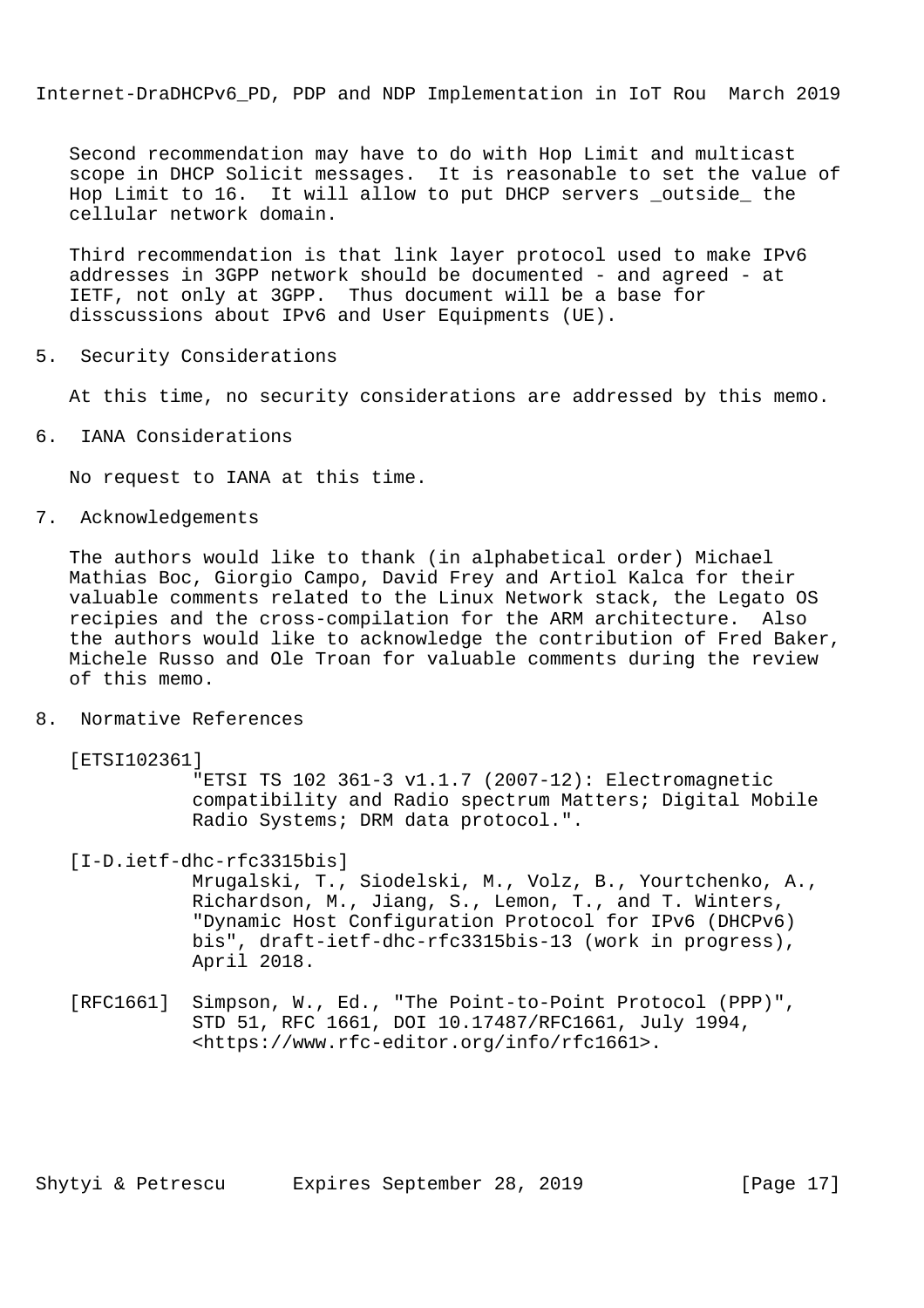Second recommendation may have to do with Hop Limit and multicast scope in DHCP Solicit messages. It is reasonable to set the value of Hop Limit to 16. It will allow to put DHCP servers _outside_ the cellular network domain.

Third recommendation is that link layer protocol used to make IPv6 addresses in 3GPP network should be documented - and agreed - at IETF, not only at 3GPP. Thus document will be a base for disscussions about IPv6 and User Equipments (UE).

## 5. Security Considerations

At this time, no security considerations are addressed by this memo.

## 6. IANA Considerations

No request to IANA at this time.

## 7. Acknowledgements

The authors would like to thank (in alphabetical order) Michael Mathias Boc, Giorgio Campo, David Frey and Artiol Kalca for their valuable comments related to the Linux Network stack, the Legato OS recipies and the cross-compilation for the ARM architecture. Also the authors would like to acknowledge the contribution of Fred Baker, Michele Russo and Ole Troan for valuable comments during the review of this memo.

## 8. Normative References

[ETSI102361]
"ETSI TS 102 361-3 v1.1.7 (2007-12): Electromagnetic compatibility and Radio spectrum Matters; Digital Mobile Radio Systems; DRM data protocol.".

[I-D.ietf-dhc-rfc3315bis]
Mrugalski, T., Siodelski, M., Volz, B., Yourtchenko, A., Richardson, M., Jiang, S., Lemon, T., and T. Winters, "Dynamic Host Configuration Protocol for IPv6 (DHCPv6) bis", draft-ietf-dhc-rfc3315bis-13 (work in progress), April 2018.

[RFC1661] Simpson, W., Ed., "The Point-to-Point Protocol (PPP)", STD 51, RFC 1661, DOI 10.17487/RFC1661, July 1994, <https://www.rfc-editor.org/info/rfc1661>.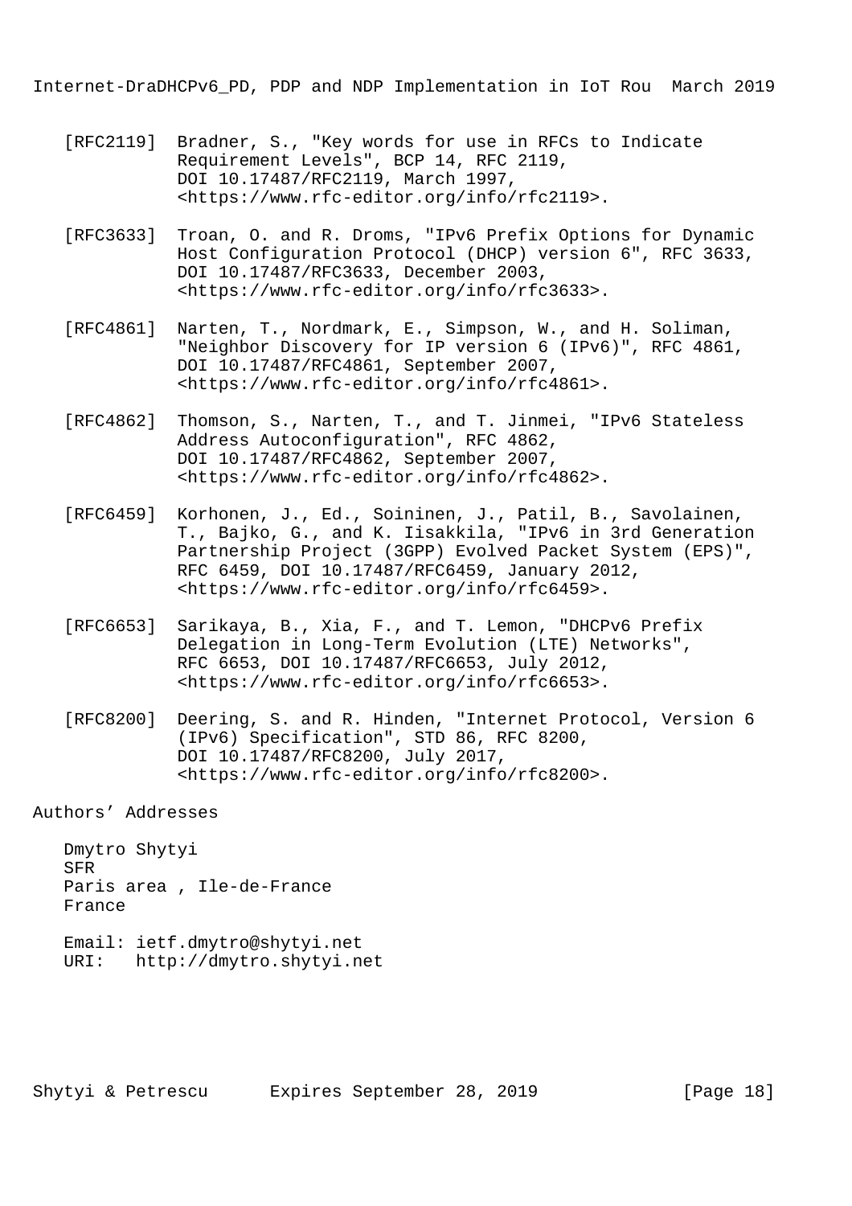[RFC2119] Bradner, S., "Key words for use in RFCs to Indicate Requirement Levels", BCP 14, RFC 2119, DOI 10.17487/RFC2119, March 1997, <https://www.rfc-editor.org/info/rfc2119>.

[RFC3633] Troan, O. and R. Droms, "IPv6 Prefix Options for Dynamic Host Configuration Protocol (DHCP) version 6", RFC 3633, DOI 10.17487/RFC3633, December 2003, <https://www.rfc-editor.org/info/rfc3633>.

[RFC4861] Narten, T., Nordmark, E., Simpson, W., and H. Soliman, "Neighbor Discovery for IP version 6 (IPv6)", RFC 4861, DOI 10.17487/RFC4861, September 2007, <https://www.rfc-editor.org/info/rfc4861>.

[RFC4862] Thomson, S., Narten, T., and T. Jinmei, "IPv6 Stateless Address Autoconfiguration", RFC 4862, DOI 10.17487/RFC4862, September 2007, <https://www.rfc-editor.org/info/rfc4862>.

[RFC6459] Korhonen, J., Ed., Soininen, J., Patil, B., Savolainen, T., Bajko, G., and K. Iisakkila, "IPv6 in 3rd Generation Partnership Project (3GPP) Evolved Packet System (EPS)", RFC 6459, DOI 10.17487/RFC6459, January 2012, <https://www.rfc-editor.org/info/rfc6459>.

[RFC6653] Sarikaya, B., Xia, F., and T. Lemon, "DHCPv6 Prefix Delegation in Long-Term Evolution (LTE) Networks", RFC 6653, DOI 10.17487/RFC6653, July 2012, <https://www.rfc-editor.org/info/rfc6653>.

[RFC8200] Deering, S. and R. Hinden, "Internet Protocol, Version 6 (IPv6) Specification", STD 86, RFC 8200, DOI 10.17487/RFC8200, July 2017, <https://www.rfc-editor.org/info/rfc8200>.

## Authors' Addresses

Dmytro Shytyi
SFR
Paris area , Ile-de-France
France

Email: ietf.dmytro@shytyi.net
URI: http://dmytro.shytyi.net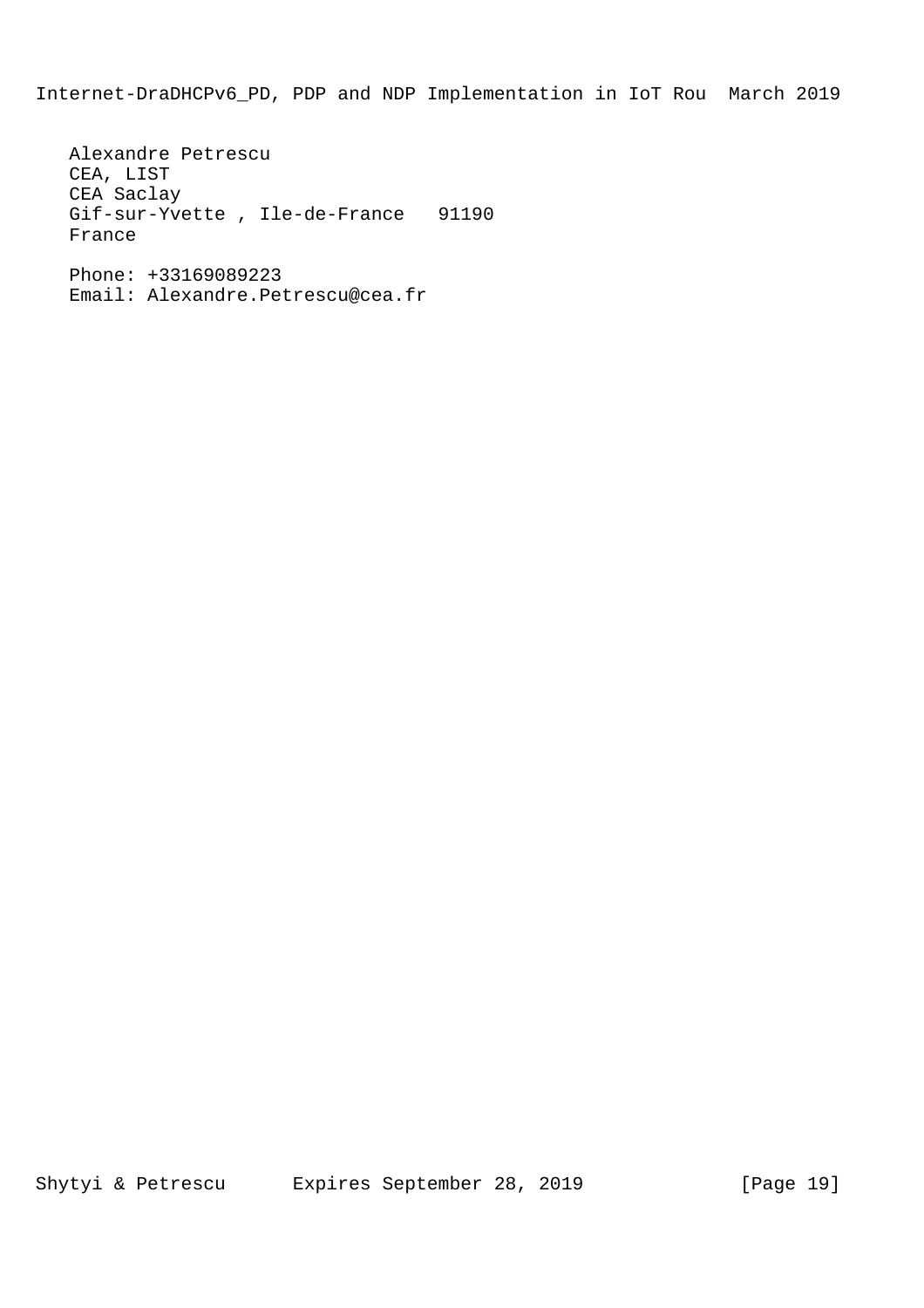Alexandre Petrescu
CEA, LIST
CEA Saclay
Gif-sur-Yvette , Ile-de-France   91190
France

Phone: +33169089223
Email: Alexandre.Petrescu@cea.fr